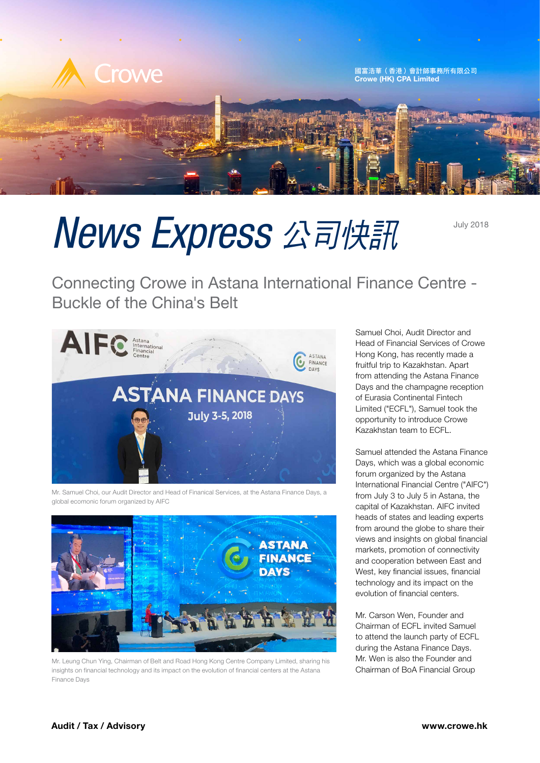國富浩華（香港）會計師事務所有限公司
**Crowe (HK) CPA Limited**

# *News Express* 公司快訊

July 2018

## Connecting Crowe in Astana International Finance Centre - Buckle of the China's Belt

Mr. Samuel Choi, our Audit Director and Head of Finanical Services, at the Astana Finance Days, a global ecomonic forum organized by AIFC

Mr. Leung Chun Ying, Chairman of Belt and Road Hong Kong Centre Company Limited, sharing his insights on financial technology and its impact on the evolution of financial centers at the Astana Finance Days

Samuel Choi, Audit Director and Head of Financial Services of Crowe Hong Kong, has recently made a fruitful trip to Kazakhstan. Apart from attending the Astana Finance Days and the champagne reception of Eurasia Continental Fintech Limited ("ECFL"), Samuel took the opportunity to introduce Crowe Kazakhstan team to ECFL.

Samuel attended the Astana Finance Days, which was a global economic forum organized by the Astana International Financial Centre ("AIFC") from July 3 to July 5 in Astana, the capital of Kazakhstan. AIFC invited heads of states and leading experts from around the globe to share their views and insights on global financial markets, promotion of connectivity and cooperation between East and West, key financial issues, financial technology and its impact on the evolution of financial centers.

Mr. Carson Wen, Founder and Chairman of ECFL invited Samuel to attend the launch party of ECFL during the Astana Finance Days. Mr. Wen is also the Founder and Chairman of BoA Financial Group

**Audit / Tax / Advisory** **www.crowe.hk**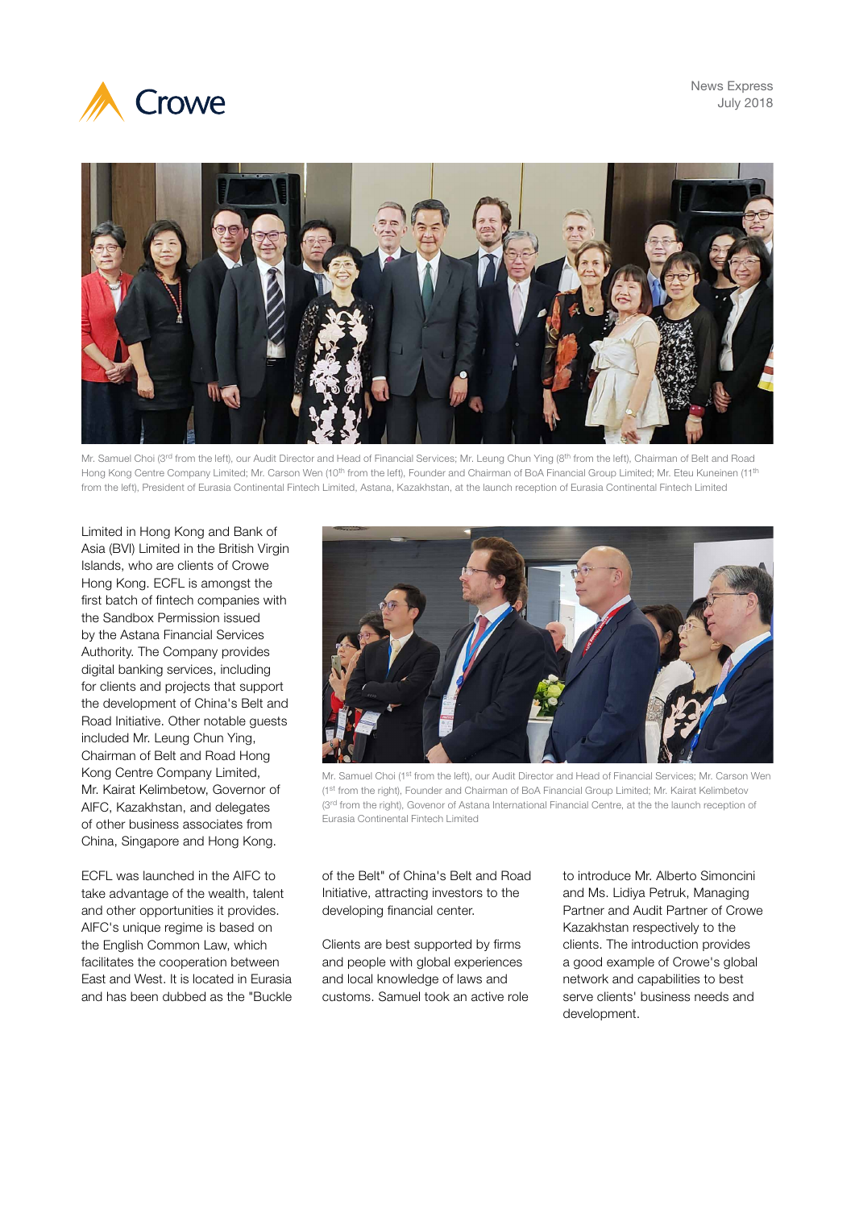Mr. Samuel Choi (3rd from the left), our Audit Director and Head of Financial Services; Mr. Leung Chun Ying (8th from the left), Chairman of Belt and Road Hong Kong Centre Company Limited; Mr. Carson Wen (10th from the left), Founder and Chairman of BoA Financial Group Limited; Mr. Eteu Kuneinen (11th from the left), President of Eurasia Continental Fintech Limited, Astana, Kazakhstan, at the launch reception of Eurasia Continental Fintech Limited

Limited in Hong Kong and Bank of Asia (BVI) Limited in the British Virgin Islands, who are clients of Crowe Hong Kong. ECFL is amongst the first batch of fintech companies with the Sandbox Permission issued by the Astana Financial Services Authority. The Company provides digital banking services, including for clients and projects that support the development of China's Belt and Road Initiative. Other notable guests included Mr. Leung Chun Ying, Chairman of Belt and Road Hong Kong Centre Company Limited, Mr. Kairat Kelimbetow, Governor of AIFC, Kazakhstan, and delegates of other business associates from China, Singapore and Hong Kong.

Mr. Samuel Choi (1st from the left), our Audit Director and Head of Financial Services; Mr. Carson Wen (1st from the right), Founder and Chairman of BoA Financial Group Limited; Mr. Kairat Kelimbetov (3rd from the right), Govenor of Astana International Financial Centre, at the the launch reception of Eurasia Continental Fintech Limited

ECFL was launched in the AIFC to take advantage of the wealth, talent and other opportunities it provides. AIFC's unique regime is based on the English Common Law, which facilitates the cooperation between East and West. It is located in Eurasia and has been dubbed as the "Buckle of the Belt" of China's Belt and Road Initiative, attracting investors to the developing financial center.

Clients are best supported by firms and people with global experiences and local knowledge of laws and customs. Samuel took an active role to introduce Mr. Alberto Simoncini and Ms. Lidiya Petruk, Managing Partner and Audit Partner of Crowe Kazakhstan respectively to the clients. The introduction provides a good example of Crowe's global network and capabilities to best serve clients' business needs and development.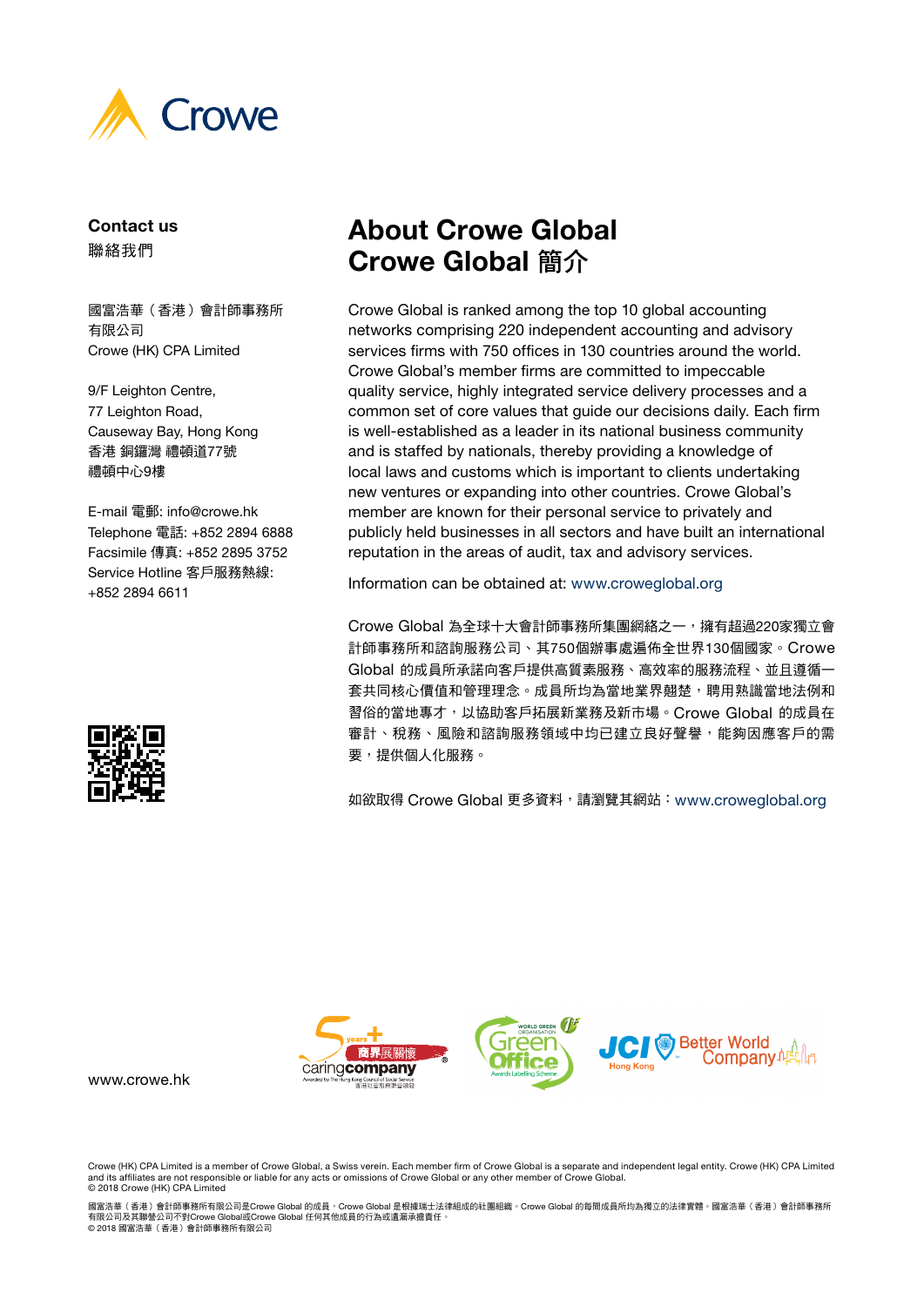Crowe

**Contact us**
聯絡我們

國富浩華（香港）會計師事務所有限公司
Crowe (HK) CPA Limited

9/F Leighton Centre,
77 Leighton Road,
Causeway Bay, Hong Kong
香港 銅鑼灣 禮頓道77號
禮頓中心9樓

E-mail 電郵: info@crowe.hk
Telephone 電話: +852 2894 6888
Facsimile 傳真: +852 2895 3752
Service Hotline 客戶服務熱線:
+852 2894 6611

# About Crowe Global
# Crowe Global 簡介

Crowe Global is ranked among the top 10 global accounting networks comprising 220 independent accounting and advisory services firms with 750 offices in 130 countries around the world. Crowe Global's member firms are committed to impeccable quality service, highly integrated service delivery processes and a common set of core values that guide our decisions daily. Each firm is well-established as a leader in its national business community and is staffed by nationals, thereby providing a knowledge of local laws and customs which is important to clients undertaking new ventures or expanding into other countries. Crowe Global's member are known for their personal service to privately and publicly held businesses in all sectors and have built an international reputation in the areas of audit, tax and advisory services.

Information can be obtained at: www.croweglobal.org

Crowe Global 為全球十大會計師事務所集團網絡之一，擁有超過220家獨立會計師事務所和諮詢服務公司、其750個辦事處遍佈全世界130個國家。Crowe Global 的成員所承諾向客戶提供高質素服務、高效率的服務流程、並且遵循一套共同核心價值和管理理念。成員所均為當地業界翹楚，聘用熟識當地法例和習俗的當地專才，以協助客戶拓展新業務及新市場。Crowe Global 的成員在審計、稅務、風險和諮詢服務領域中均已建立良好聲譽，能夠因應客戶的需要，提供個人化服務。

如欲取得 Crowe Global 更多資料，請瀏覽其網站：www.croweglobal.org

www.crowe.hk

5 years+ 商界展關懷 caringcompany Awarded by The Hong Kong Council of Social Service 香港社會服務聯會頒發

World Green Organisation Green Office Awards Labelling Scheme

JCI Hong Kong Better World Company

Crowe (HK) CPA Limited is a member of Crowe Global, a Swiss verein. Each member firm of Crowe Global is a separate and independent legal entity. Crowe (HK) CPA Limited and its affiliates are not responsible or liable for any acts or omissions of Crowe Global or any other member of Crowe Global.
© 2018 Crowe (HK) CPA Limited

國富浩華（香港）會計師事務所有限公司是Crowe Global 的成員。Crowe Global 是根據瑞士法律組成的社團組織。Crowe Global 的每間成員所均為獨立的法律實體。國富浩華（香港）會計師事務所有限公司及其聯營公司不對Crowe Global或Crowe Global 任何其他成員的行為或遺漏承擔責任。
© 2018 國富浩華（香港）會計師事務所有限公司